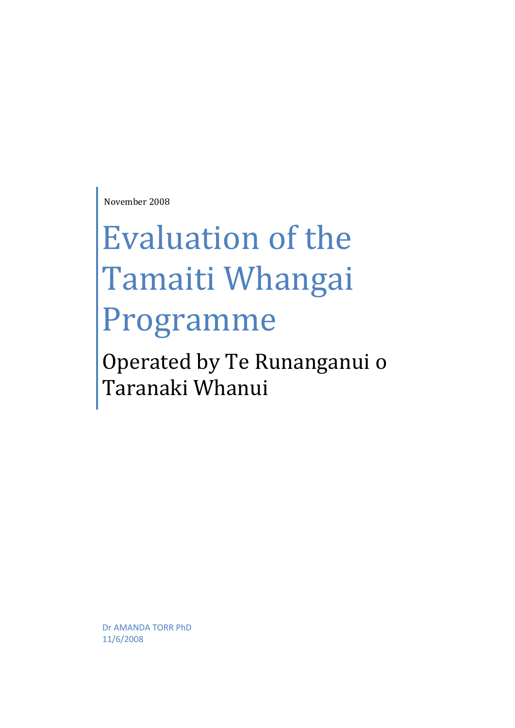November 2008

# Evaluation of the Tamaiti Whangai Programme

## Operated by Te Runanganui o Taranaki Whanui

Dr AMANDA TORR PhD
11/6/2008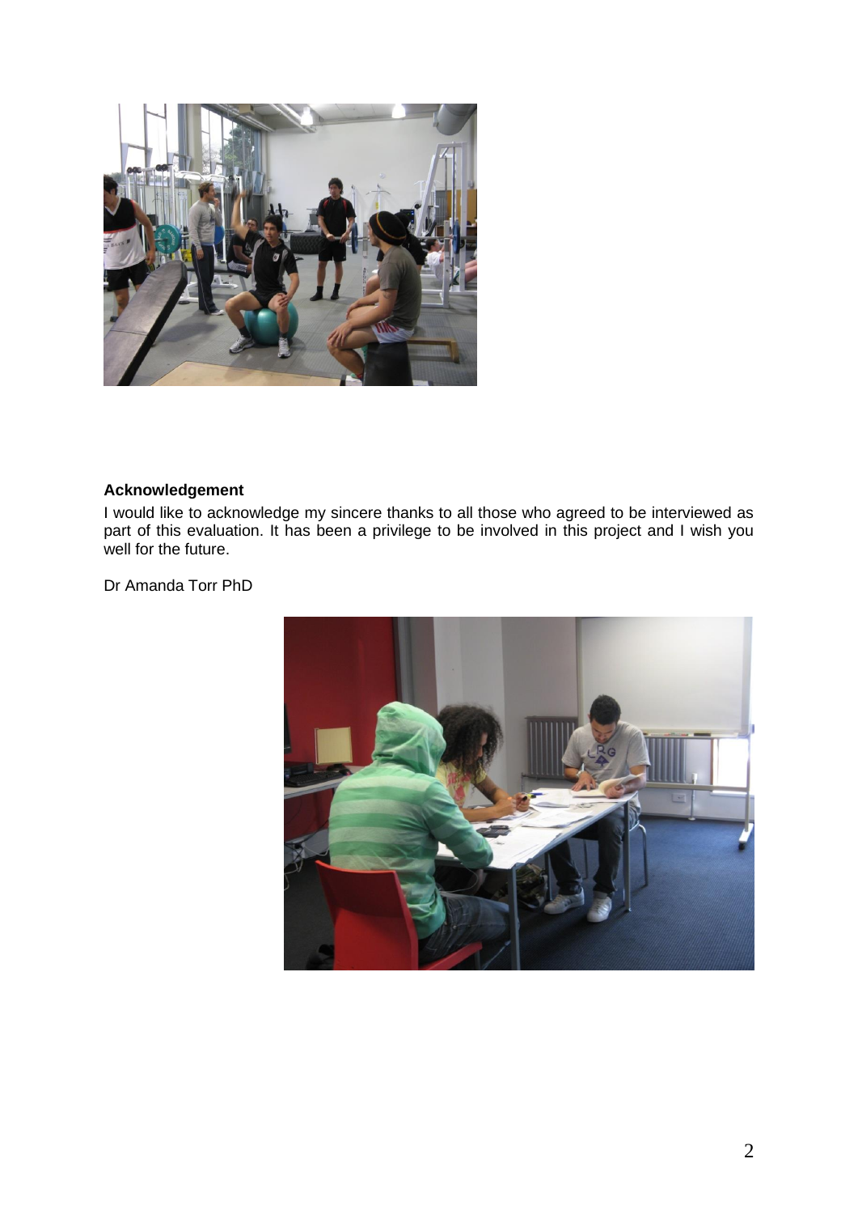**Acknowledgement**

I would like to acknowledge my sincere thanks to all those who agreed to be interviewed as part of this evaluation. It has been a privilege to be involved in this project and I wish you well for the future.

Dr Amanda Torr PhD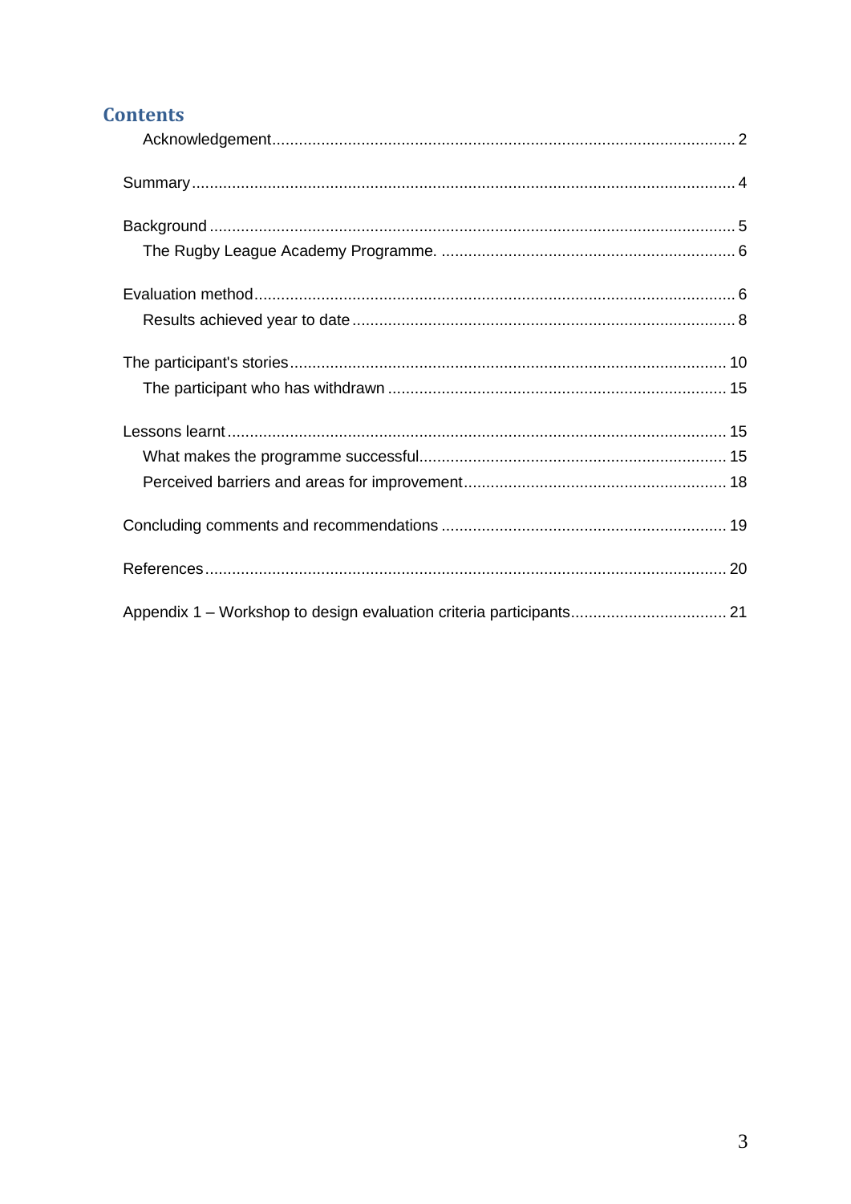# Contents

- Acknowledgement ........ 2
- Summary ........ 4
- Background ........ 5
  - The Rugby League Academy Programme. ........ 6
- Evaluation method ........ 6
  - Results achieved year to date ........ 8
- The participant's stories ........ 10
  - The participant who has withdrawn ........ 15
- Lessons learnt ........ 15
  - What makes the programme successful ........ 15
  - Perceived barriers and areas for improvement ........ 18
- Concluding comments and recommendations ........ 19
- References ........ 20
- Appendix 1 – Workshop to design evaluation criteria participants ........ 21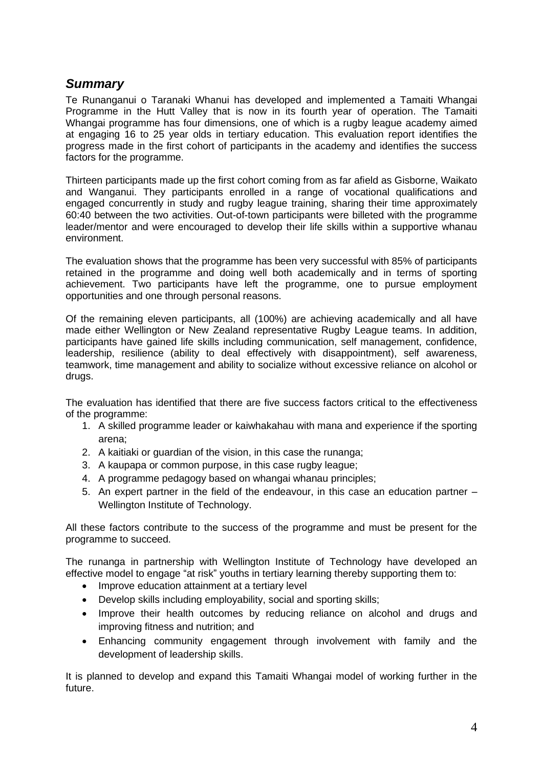## *Summary*

Te Runanganui o Taranaki Whanui has developed and implemented a Tamaiti Whangai Programme in the Hutt Valley that is now in its fourth year of operation. The Tamaiti Whangai programme has four dimensions, one of which is a rugby league academy aimed at engaging 16 to 25 year olds in tertiary education. This evaluation report identifies the progress made in the first cohort of participants in the academy and identifies the success factors for the programme.

Thirteen participants made up the first cohort coming from as far afield as Gisborne, Waikato and Wanganui. They participants enrolled in a range of vocational qualifications and engaged concurrently in study and rugby league training, sharing their time approximately 60:40 between the two activities. Out-of-town participants were billeted with the programme leader/mentor and were encouraged to develop their life skills within a supportive whanau environment.

The evaluation shows that the programme has been very successful with 85% of participants retained in the programme and doing well both academically and in terms of sporting achievement. Two participants have left the programme, one to pursue employment opportunities and one through personal reasons.

Of the remaining eleven participants, all (100%) are achieving academically and all have made either Wellington or New Zealand representative Rugby League teams. In addition, participants have gained life skills including communication, self management, confidence, leadership, resilience (ability to deal effectively with disappointment), self awareness, teamwork, time management and ability to socialize without excessive reliance on alcohol or drugs.

The evaluation has identified that there are five success factors critical to the effectiveness of the programme:

1. A skilled programme leader or kaiwhakahau with mana and experience if the sporting arena;
2. A kaitiaki or guardian of the vision, in this case the runanga;
3. A kaupapa or common purpose, in this case rugby league;
4. A programme pedagogy based on whangai whanau principles;
5. An expert partner in the field of the endeavour, in this case an education partner – Wellington Institute of Technology.

All these factors contribute to the success of the programme and must be present for the programme to succeed.

The runanga in partnership with Wellington Institute of Technology have developed an effective model to engage "at risk" youths in tertiary learning thereby supporting them to:

- Improve education attainment at a tertiary level
- Develop skills including employability, social and sporting skills;
- Improve their health outcomes by reducing reliance on alcohol and drugs and improving fitness and nutrition; and
- Enhancing community engagement through involvement with family and the development of leadership skills.

It is planned to develop and expand this Tamaiti Whangai model of working further in the future.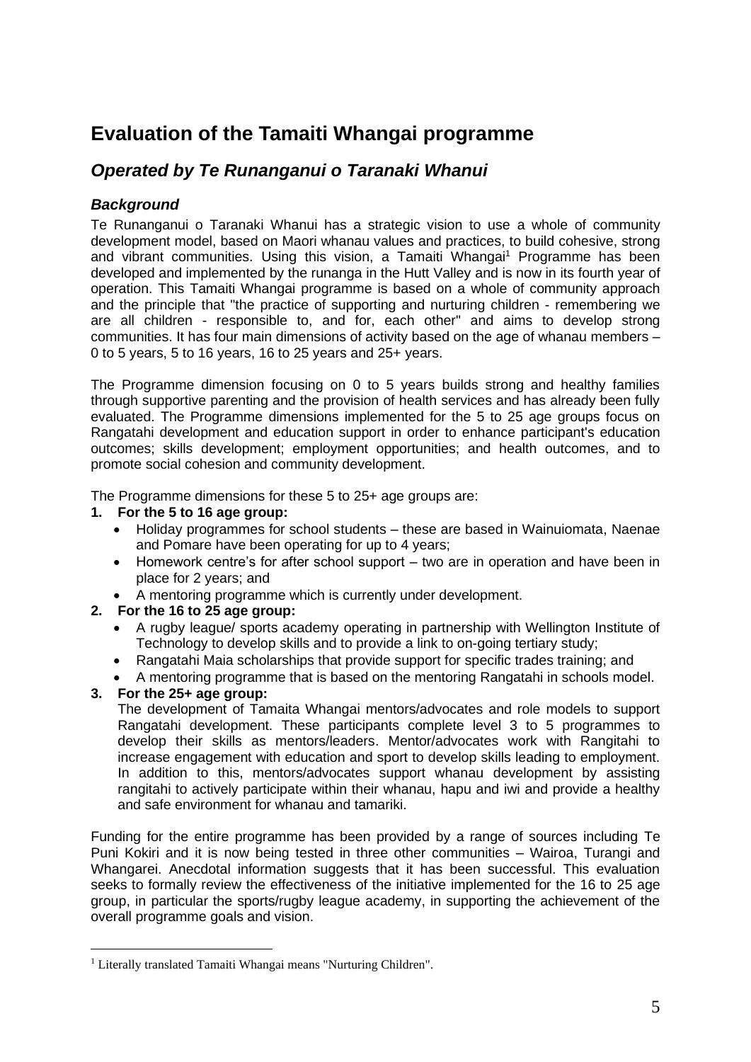# Evaluation of the Tamaiti Whangai programme

## *Operated by Te Runanganui o Taranaki Whanui*

### *Background*

Te Runanganui o Taranaki Whanui has a strategic vision to use a whole of community development model, based on Maori whanau values and practices, to build cohesive, strong and vibrant communities. Using this vision, a Tamaiti Whangai[1] Programme has been developed and implemented by the runanga in the Hutt Valley and is now in its fourth year of operation. This Tamaiti Whangai programme is based on a whole of community approach and the principle that "the practice of supporting and nurturing children - remembering we are all children - responsible to, and for, each other" and aims to develop strong communities. It has four main dimensions of activity based on the age of whanau members – 0 to 5 years, 5 to 16 years, 16 to 25 years and 25+ years.

The Programme dimension focusing on 0 to 5 years builds strong and healthy families through supportive parenting and the provision of health services and has already been fully evaluated. The Programme dimensions implemented for the 5 to 25 age groups focus on Rangatahi development and education support in order to enhance participant's education outcomes; skills development; employment opportunities; and health outcomes, and to promote social cohesion and community development.

The Programme dimensions for these 5 to 25+ age groups are:

1. **For the 5 to 16 age group:**
   - Holiday programmes for school students – these are based in Wainuiomata, Naenae and Pomare have been operating for up to 4 years;
   - Homework centre's for after school support – two are in operation and have been in place for 2 years; and
   - A mentoring programme which is currently under development.
2. **For the 16 to 25 age group:**
   - A rugby league/ sports academy operating in partnership with Wellington Institute of Technology to develop skills and to provide a link to on-going tertiary study;
   - Rangatahi Maia scholarships that provide support for specific trades training; and
   - A mentoring programme that is based on the mentoring Rangatahi in schools model.
3. **For the 25+ age group:**
   The development of Tamaita Whangai mentors/advocates and role models to support Rangatahi development. These participants complete level 3 to 5 programmes to develop their skills as mentors/leaders. Mentor/advocates work with Rangitahi to increase engagement with education and sport to develop skills leading to employment. In addition to this, mentors/advocates support whanau development by assisting rangitahi to actively participate within their whanau, hapu and iwi and provide a healthy and safe environment for whanau and tamariki.

Funding for the entire programme has been provided by a range of sources including Te Puni Kokiri and it is now being tested in three other communities – Wairoa, Turangi and Whangarei. Anecdotal information suggests that it has been successful. This evaluation seeks to formally review the effectiveness of the initiative implemented for the 16 to 25 age group, in particular the sports/rugby league academy, in supporting the achievement of the overall programme goals and vision.

[1] Literally translated Tamaiti Whangai means "Nurturing Children".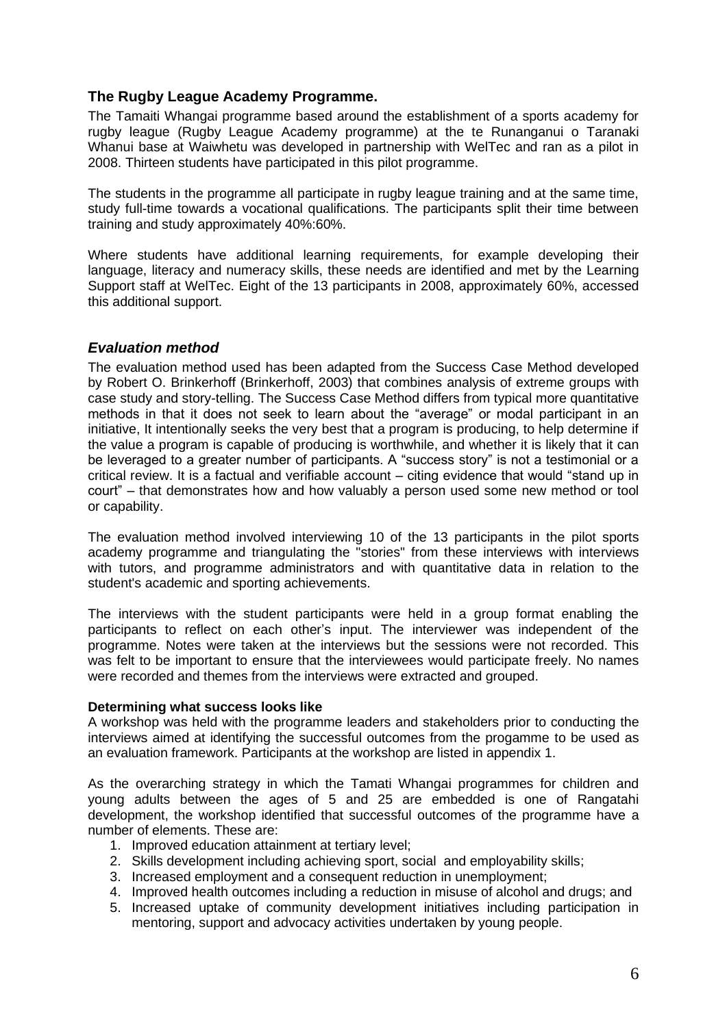## The Rugby League Academy Programme.

The Tamaiti Whangai programme based around the establishment of a sports academy for rugby league (Rugby League Academy programme) at the te Runanganui o Taranaki Whanui base at Waiwhetu was developed in partnership with WelTec and ran as a pilot in 2008. Thirteen students have participated in this pilot programme.

The students in the programme all participate in rugby league training and at the same time, study full-time towards a vocational qualifications. The participants split their time between training and study approximately 40%:60%.

Where students have additional learning requirements, for example developing their language, literacy and numeracy skills, these needs are identified and met by the Learning Support staff at WelTec. Eight of the 13 participants in 2008, approximately 60%, accessed this additional support.

## *Evaluation method*

The evaluation method used has been adapted from the Success Case Method developed by Robert O. Brinkerhoff (Brinkerhoff, 2003) that combines analysis of extreme groups with case study and story-telling. The Success Case Method differs from typical more quantitative methods in that it does not seek to learn about the "average" or modal participant in an initiative, It intentionally seeks the very best that a program is producing, to help determine if the value a program is capable of producing is worthwhile, and whether it is likely that it can be leveraged to a greater number of participants. A "success story" is not a testimonial or a critical review. It is a factual and verifiable account – citing evidence that would "stand up in court" – that demonstrates how and how valuably a person used some new method or tool or capability.

The evaluation method involved interviewing 10 of the 13 participants in the pilot sports academy programme and triangulating the "stories" from these interviews with interviews with tutors, and programme administrators and with quantitative data in relation to the student's academic and sporting achievements.

The interviews with the student participants were held in a group format enabling the participants to reflect on each other's input. The interviewer was independent of the programme. Notes were taken at the interviews but the sessions were not recorded. This was felt to be important to ensure that the interviewees would participate freely. No names were recorded and themes from the interviews were extracted and grouped.

**Determining what success looks like**

A workshop was held with the programme leaders and stakeholders prior to conducting the interviews aimed at identifying the successful outcomes from the progamme to be used as an evaluation framework. Participants at the workshop are listed in appendix 1.

As the overarching strategy in which the Tamati Whangai programmes for children and young adults between the ages of 5 and 25 are embedded is one of Rangatahi development, the workshop identified that successful outcomes of the programme have a number of elements. These are:

1. Improved education attainment at tertiary level;
2. Skills development including achieving sport, social and employability skills;
3. Increased employment and a consequent reduction in unemployment;
4. Improved health outcomes including a reduction in misuse of alcohol and drugs; and
5. Increased uptake of community development initiatives including participation in mentoring, support and advocacy activities undertaken by young people.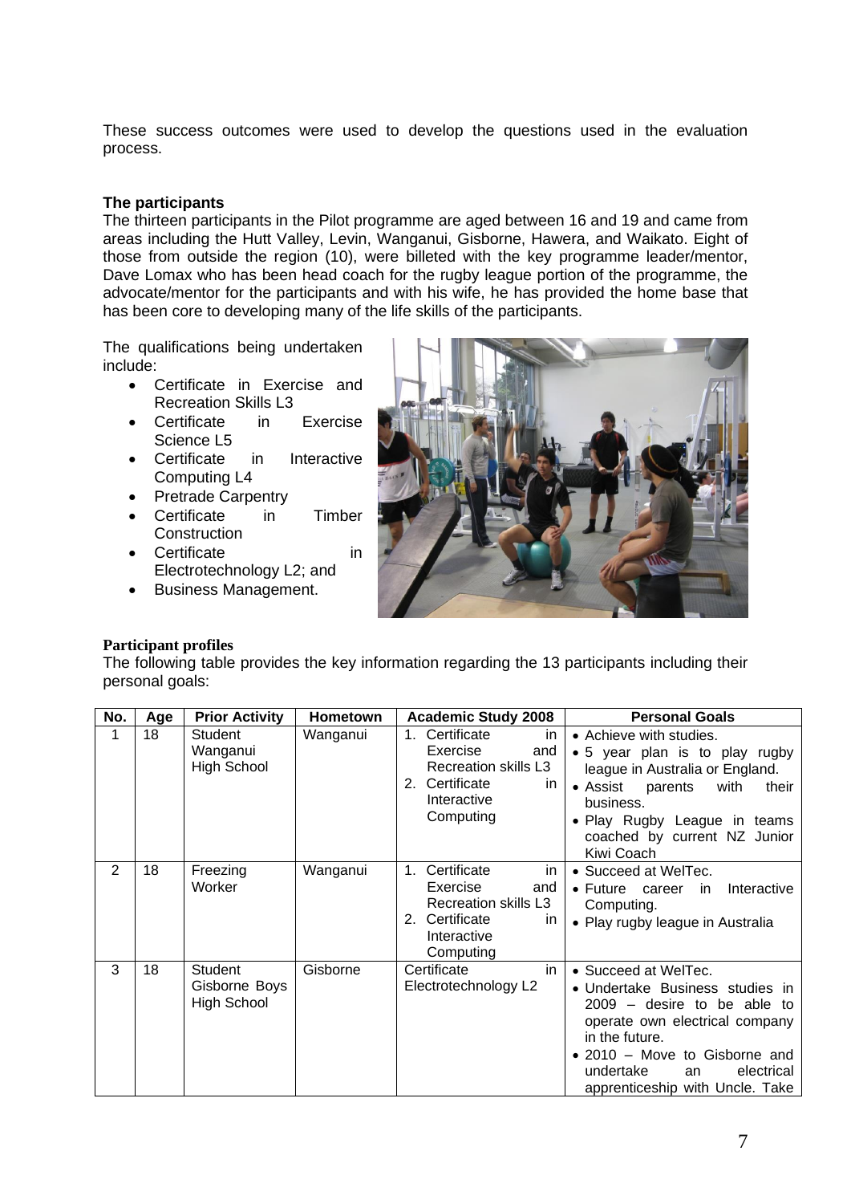These success outcomes were used to develop the questions used in the evaluation process.

**The participants**

The thirteen participants in the Pilot programme are aged between 16 and 19 and came from areas including the Hutt Valley, Levin, Wanganui, Gisborne, Hawera, and Waikato. Eight of those from outside the region (10), were billeted with the key programme leader/mentor, Dave Lomax who has been head coach for the rugby league portion of the programme, the advocate/mentor for the participants and with his wife, he has provided the home base that has been core to developing many of the life skills of the participants.

The qualifications being undertaken include:

- Certificate in Exercise and Recreation Skills L3
- Certificate in Exercise Science L5
- Certificate in Interactive Computing L4
- Pretrade Carpentry
- Certificate in Timber Construction
- Certificate in Electrotechnology L2; and
- Business Management.

**Participant profiles**

The following table provides the key information regarding the 13 participants including their personal goals:

| No. | Age | Prior Activity | Hometown | Academic Study 2008 | Personal Goals |
|---|---|---|---|---|---|
| 1 | 18 | Student Wanganui High School | Wanganui | 1. Certificate in Exercise and Recreation skills L3<br>2. Certificate in Interactive Computing | • Achieve with studies.<br>• 5 year plan is to play rugby league in Australia or England.<br>• Assist parents with their business.<br>• Play Rugby League in teams coached by current NZ Junior Kiwi Coach |
| 2 | 18 | Freezing Worker | Wanganui | 1. Certificate in Exercise and Recreation skills L3<br>2. Certificate in Interactive Computing | • Succeed at WelTec.<br>• Future career in Interactive Computing.<br>• Play rugby league in Australia |
| 3 | 18 | Student Gisborne Boys High School | Gisborne | Certificate in Electrotechnology L2 | • Succeed at WelTec.<br>• Undertake Business studies in 2009 – desire to be able to operate own electrical company in the future.<br>• 2010 – Move to Gisborne and undertake an electrical apprenticeship with Uncle. Take |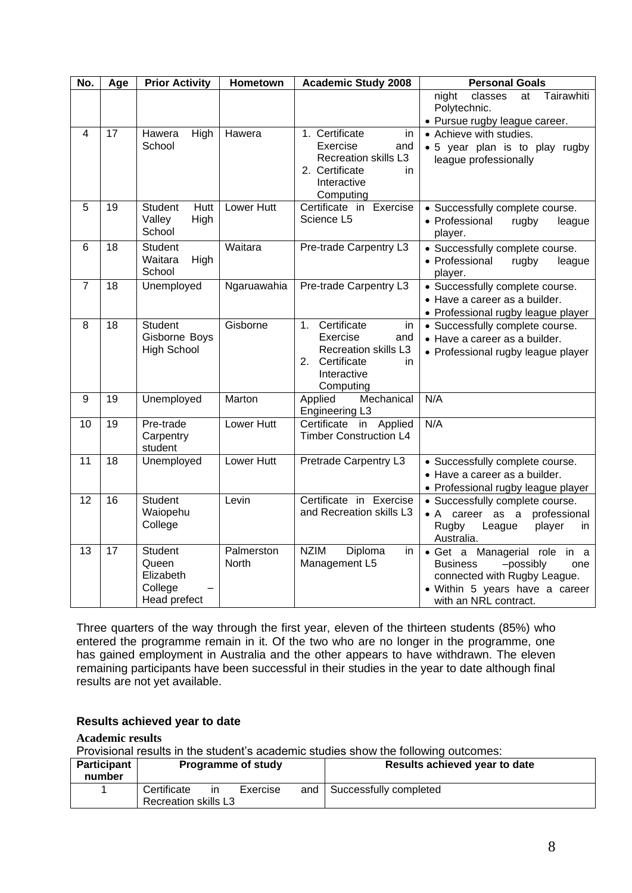| No. | Age | Prior Activity | Hometown | Academic Study 2008 | Personal Goals |
|---|---|---|---|---|---|
| | | | | | night classes at Tairawhiti Polytechnic.<br>• Pursue rugby league career. |
| 4 | 17 | Hawera High School | Hawera | 1. Certificate in Exercise and Recreation skills L3<br>2. Certificate in Interactive Computing | • Achieve with studies.<br>• 5 year plan is to play rugby league professionally |
| 5 | 19 | Student Hutt Valley High School | Lower Hutt | Certificate in Exercise Science L5 | • Successfully complete course.<br>• Professional rugby league player. |
| 6 | 18 | Student Waitara High School | Waitara | Pre-trade Carpentry L3 | • Successfully complete course.<br>• Professional rugby league player. |
| 7 | 18 | Unemployed | Ngaruawahia | Pre-trade Carpentry L3 | • Successfully complete course.<br>• Have a career as a builder.<br>• Professional rugby league player |
| 8 | 18 | Student Gisborne Boys High School | Gisborne | 1. Certificate in Exercise and Recreation skills L3<br>2. Certificate in Interactive Computing | • Successfully complete course.<br>• Have a career as a builder.<br>• Professional rugby league player |
| 9 | 19 | Unemployed | Marton | Applied Mechanical Engineering L3 | N/A |
| 10 | 19 | Pre-trade Carpentry student | Lower Hutt | Certificate in Applied Timber Construction L4 | N/A |
| 11 | 18 | Unemployed | Lower Hutt | Pretrade Carpentry L3 | • Successfully complete course.<br>• Have a career as a builder.<br>• Professional rugby league player |
| 12 | 16 | Student Waiopehu College | Levin | Certificate in Exercise and Recreation skills L3 | • Successfully complete course.<br>• A career as a professional Rugby League player in Australia. |
| 13 | 17 | Student Queen Elizabeth College – Head prefect | Palmerston North | NZIM Diploma in Management L5 | • Get a Managerial role in a Business –possibly one connected with Rugby League.<br>• Within 5 years have a career with an NRL contract. |

Three quarters of the way through the first year, eleven of the thirteen students (85%) who entered the programme remain in it. Of the two who are no longer in the programme, one has gained employment in Australia and the other appears to have withdrawn. The eleven remaining participants have been successful in their studies in the year to date although final results are not yet available.

## Results achieved year to date

### Academic results

Provisional results in the student's academic studies show the following outcomes:

| Participant number | Programme of study | Results achieved year to date |
|---|---|---|
| 1 | Certificate in Exercise and Recreation skills L3 | Successfully completed |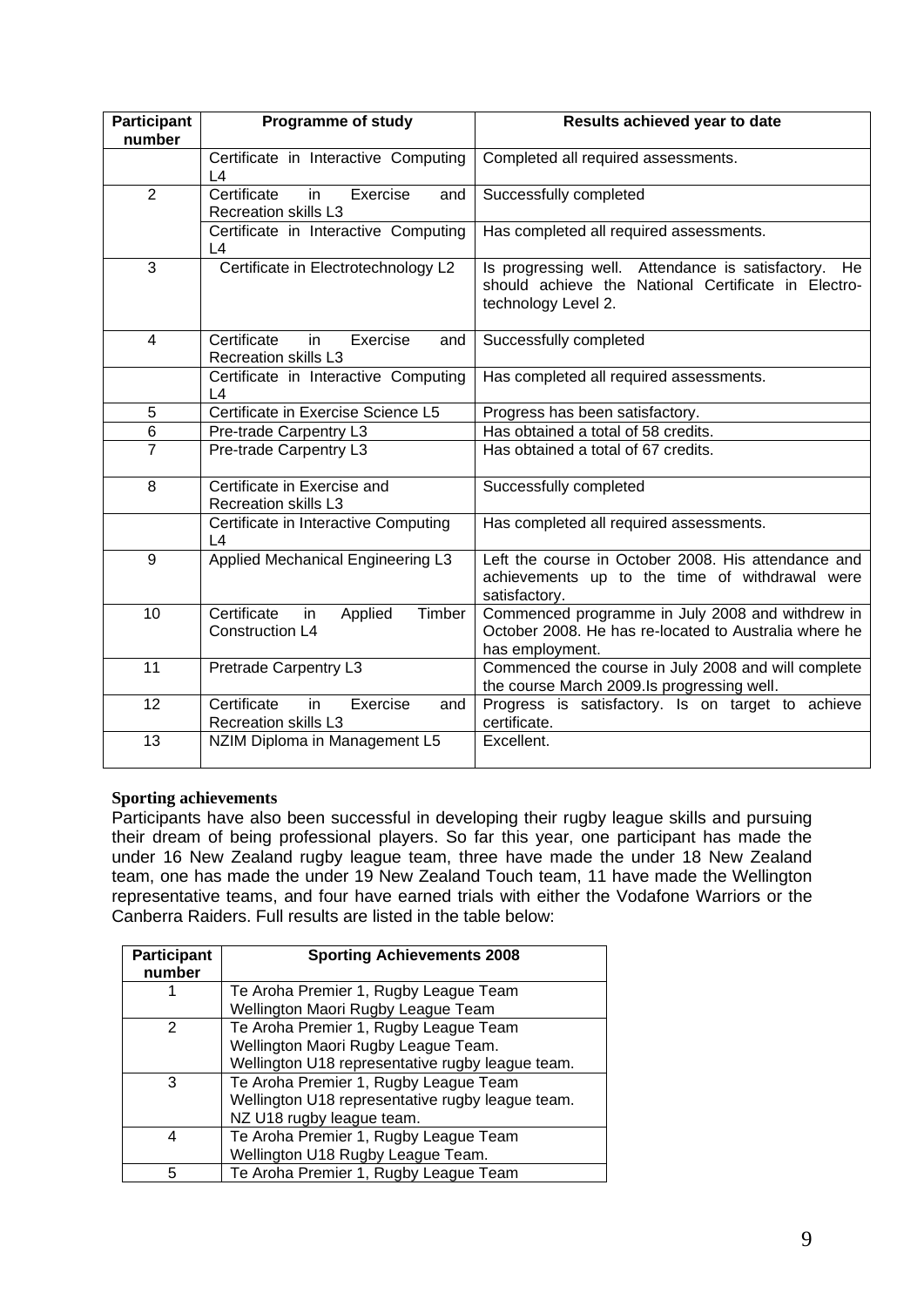| Participant number | Programme of study | Results achieved year to date |
|---|---|---|
| | Certificate in Interactive Computing L4 | Completed all required assessments. |
| 2 | Certificate in Exercise and Recreation skills L3 | Successfully completed |
| | Certificate in Interactive Computing L4 | Has completed all required assessments. |
| 3 | Certificate in Electrotechnology L2 | Is progressing well. Attendance is satisfactory. He should achieve the National Certificate in Electro-technology Level 2. |
| 4 | Certificate in Exercise and Recreation skills L3 | Successfully completed |
| | Certificate in Interactive Computing L4 | Has completed all required assessments. |
| 5 | Certificate in Exercise Science L5 | Progress has been satisfactory. |
| 6 | Pre-trade Carpentry L3 | Has obtained a total of 58 credits. |
| 7 | Pre-trade Carpentry L3 | Has obtained a total of 67 credits. |
| 8 | Certificate in Exercise and Recreation skills L3 | Successfully completed |
| | Certificate in Interactive Computing L4 | Has completed all required assessments. |
| 9 | Applied Mechanical Engineering L3 | Left the course in October 2008. His attendance and achievements up to the time of withdrawal were satisfactory. |
| 10 | Certificate in Applied Timber Construction L4 | Commenced programme in July 2008 and withdrew in October 2008. He has re-located to Australia where he has employment. |
| 11 | Pretrade Carpentry L3 | Commenced the course in July 2008 and will complete the course March 2009.Is progressing well. |
| 12 | Certificate in Exercise and Recreation skills L3 | Progress is satisfactory. Is on target to achieve certificate. |
| 13 | NZIM Diploma in Management L5 | Excellent. |

**Sporting achievements**

Participants have also been successful in developing their rugby league skills and pursuing their dream of being professional players. So far this year, one participant has made the under 16 New Zealand rugby league team, three have made the under 18 New Zealand team, one has made the under 19 New Zealand Touch team, 11 have made the Wellington representative teams, and four have earned trials with either the Vodafone Warriors or the Canberra Raiders. Full results are listed in the table below:

| Participant number | Sporting Achievements 2008 |
|---|---|
| 1 | Te Aroha Premier 1, Rugby League Team<br>Wellington Maori Rugby League Team |
| 2 | Te Aroha Premier 1, Rugby League Team<br>Wellington Maori Rugby League Team.<br>Wellington U18 representative rugby league team. |
| 3 | Te Aroha Premier 1, Rugby League Team<br>Wellington U18 representative rugby league team.<br>NZ U18 rugby league team. |
| 4 | Te Aroha Premier 1, Rugby League Team<br>Wellington U18 Rugby League Team. |
| 5 | Te Aroha Premier 1, Rugby League Team |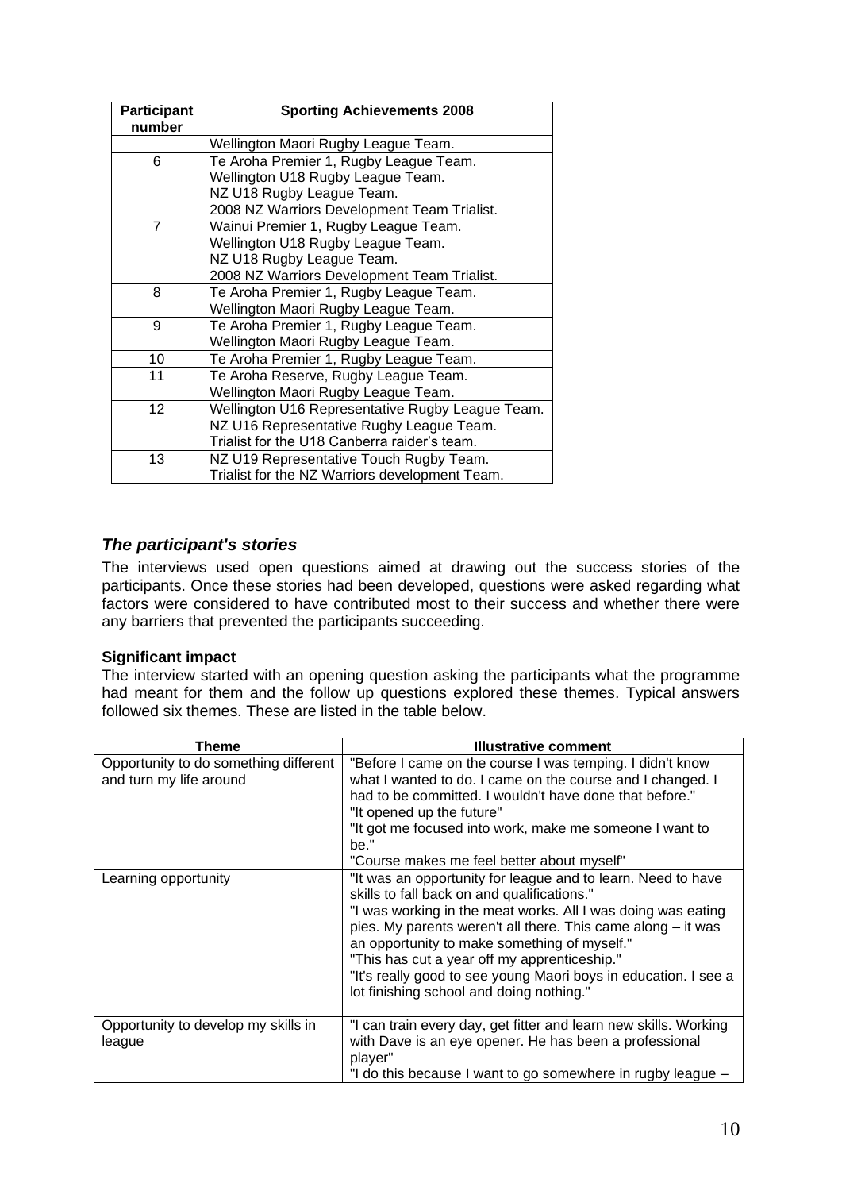| Participant number | Sporting Achievements 2008 |
|---|---|
| | Wellington Maori Rugby League Team. |
| 6 | Te Aroha Premier 1, Rugby League Team.<br>Wellington U18 Rugby League Team.<br>NZ U18 Rugby League Team.<br>2008 NZ Warriors Development Team Trialist. |
| 7 | Wainui Premier 1, Rugby League Team.<br>Wellington U18 Rugby League Team.<br>NZ U18 Rugby League Team.<br>2008 NZ Warriors Development Team Trialist. |
| 8 | Te Aroha Premier 1, Rugby League Team.<br>Wellington Maori Rugby League Team. |
| 9 | Te Aroha Premier 1, Rugby League Team.<br>Wellington Maori Rugby League Team. |
| 10 | Te Aroha Premier 1, Rugby League Team. |
| 11 | Te Aroha Reserve, Rugby League Team.<br>Wellington Maori Rugby League Team. |
| 12 | Wellington U16 Representative Rugby League Team.<br>NZ U16 Representative Rugby League Team.<br>Trialist for the U18 Canberra raider's team. |
| 13 | NZ U19 Representative Touch Rugby Team.<br>Trialist for the NZ Warriors development Team. |

## *The participant's stories*

The interviews used open questions aimed at drawing out the success stories of the participants. Once these stories had been developed, questions were asked regarding what factors were considered to have contributed most to their success and whether there were any barriers that prevented the participants succeeding.

### Significant impact

The interview started with an opening question asking the participants what the programme had meant for them and the follow up questions explored these themes. Typical answers followed six themes. These are listed in the table below.

| Theme | Illustrative comment |
|---|---|
| Opportunity to do something different and turn my life around | "Before I came on the course I was temping. I didn't know what I wanted to do. I came on the course and I changed. I had to be committed. I wouldn't have done that before."<br>"It opened up the future"<br>"It got me focused into work, make me someone I want to be."<br>"Course makes me feel better about myself" |
| Learning opportunity | "It was an opportunity for league and to learn. Need to have skills to fall back on and qualifications."<br>"I was working in the meat works. All I was doing was eating pies. My parents weren't all there. This came along – it was an opportunity to make something of myself."<br>"This has cut a year off my apprenticeship."<br>"It's really good to see young Maori boys in education. I see a lot finishing school and doing nothing." |
| Opportunity to develop my skills in league | "I can train every day, get fitter and learn new skills. Working with Dave is an eye opener. He has been a professional player"<br>"I do this because I want to go somewhere in rugby league – |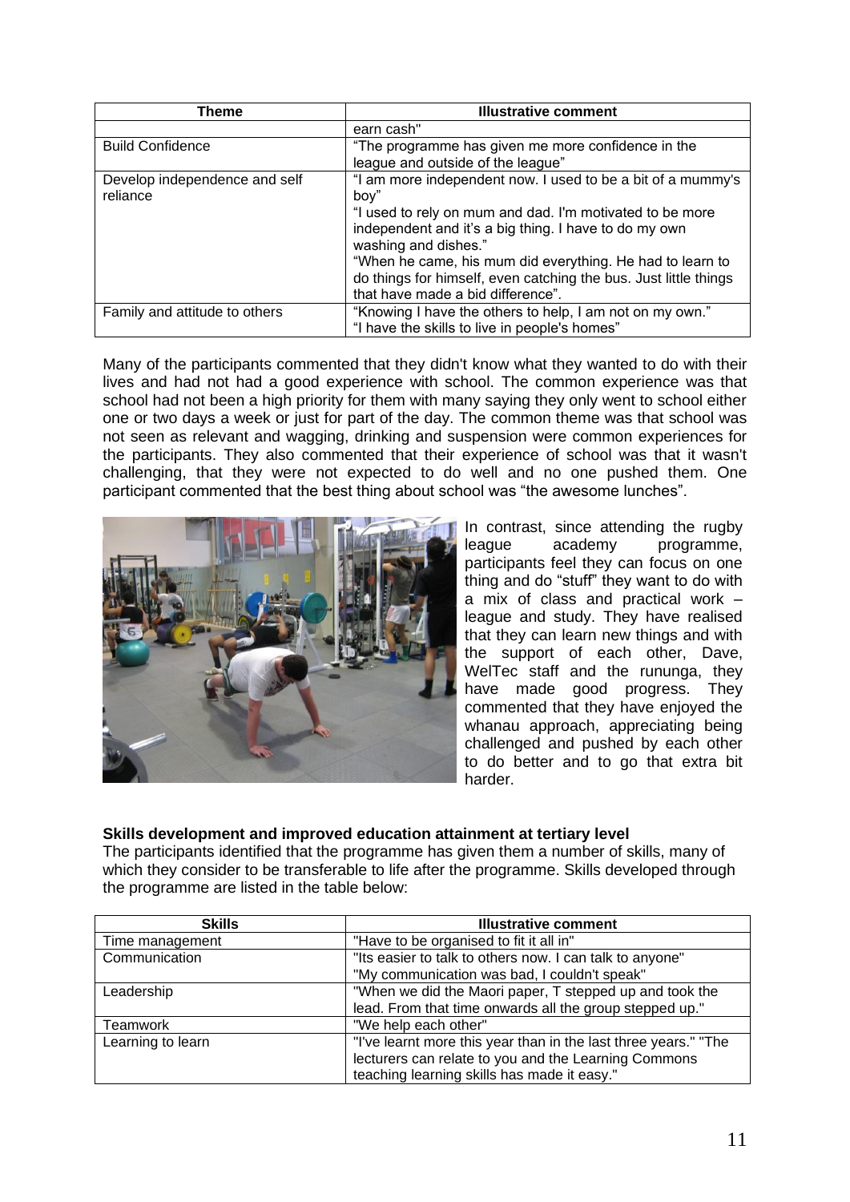| Theme | Illustrative comment |
| --- | --- |
| | earn cash" |
| Build Confidence | "The programme has given me more confidence in the league and outside of the league" |
| Develop independence and self reliance | "I am more independent now. I used to be a bit of a mummy's boy" "I used to rely on mum and dad. I'm motivated to be more independent and it's a big thing. I have to do my own washing and dishes." "When he came, his mum did everything. He had to learn to do things for himself, even catching the bus. Just little things that have made a bid difference". |
| Family and attitude to others | "Knowing I have the others to help, I am not on my own." "I have the skills to live in people's homes" |

Many of the participants commented that they didn't know what they wanted to do with their lives and had not had a good experience with school. The common experience was that school had not been a high priority for them with many saying they only went to school either one or two days a week or just for part of the day. The common theme was that school was not seen as relevant and wagging, drinking and suspension were common experiences for the participants. They also commented that their experience of school was that it wasn't challenging, that they were not expected to do well and no one pushed them. One participant commented that the best thing about school was "the awesome lunches".

In contrast, since attending the rugby league academy programme, participants feel they can focus on one thing and do "stuff" they want to do with a mix of class and practical work – league and study. They have realised that they can learn new things and with the support of each other, Dave, WelTec staff and the rununga, they have made good progress. They commented that they have enjoyed the whanau approach, appreciating being challenged and pushed by each other to do better and to go that extra bit harder.

**Skills development and improved education attainment at tertiary level**

The participants identified that the programme has given them a number of skills, many of which they consider to be transferable to life after the programme. Skills developed through the programme are listed in the table below:

| Skills | Illustrative comment |
| --- | --- |
| Time management | "Have to be organised to fit it all in" |
| Communication | "Its easier to talk to others now. I can talk to anyone" "My communication was bad, I couldn't speak" |
| Leadership | "When we did the Maori paper, T stepped up and took the lead. From that time onwards all the group stepped up." |
| Teamwork | "We help each other" |
| Learning to learn | "I've learnt more this year than in the last three years." "The lecturers can relate to you and the Learning Commons teaching learning skills has made it easy." |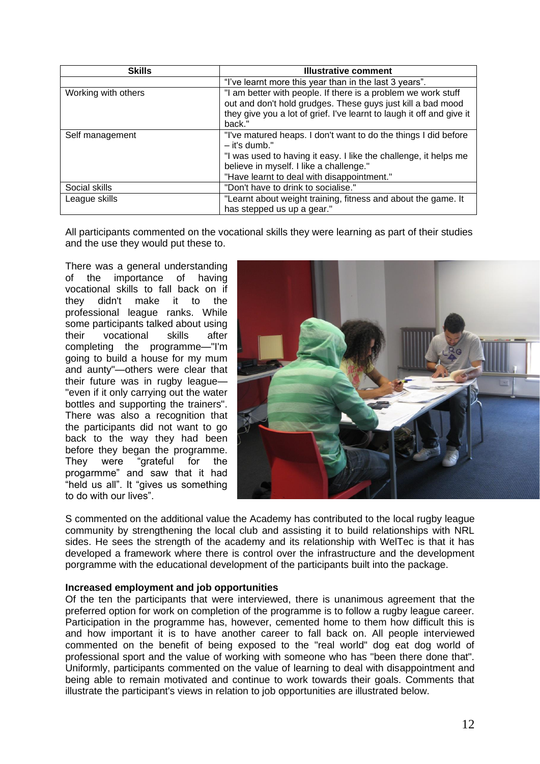| Skills | Illustrative comment |
|---|---|
| | "I've learnt more this year than in the last 3 years". |
| Working with others | "I am better with people. If there is a problem we work stuff out and don't hold grudges. These guys just kill a bad mood they give you a lot of grief. I've learnt to laugh it off and give it back." |
| Self management | "I've matured heaps. I don't want to do the things I did before – it's dumb."<br>"I was used to having it easy. I like the challenge, it helps me believe in myself. I like a challenge."<br>"Have learnt to deal with disappointment." |
| Social skills | "Don't have to drink to socialise." |
| League skills | "Learnt about weight training, fitness and about the game. It has stepped us up a gear." |

All participants commented on the vocational skills they were learning as part of their studies and the use they would put these to.

There was a general understanding of the importance of having vocational skills to fall back on if they didn't make it to the professional league ranks. While some participants talked about using their vocational skills after completing the programme—"I'm going to build a house for my mum and aunty"—others were clear that their future was in rugby league—"even if it only carrying out the water bottles and supporting the trainers". There was also a recognition that the participants did not want to go back to the way they had been before they began the programme. They were "grateful for the progarmme" and saw that it had "held us all". It "gives us something to do with our lives".

S commented on the additional value the Academy has contributed to the local rugby league community by strengthening the local club and assisting it to build relationships with NRL sides. He sees the strength of the academy and its relationship with WelTec is that it has developed a framework where there is control over the infrastructure and the development porgramme with the educational development of the participants built into the package.

**Increased employment and job opportunities**

Of the ten the participants that were interviewed, there is unanimous agreement that the preferred option for work on completion of the programme is to follow a rugby league career. Participation in the programme has, however, cemented home to them how difficult this is and how important it is to have another career to fall back on. All people interviewed commented on the benefit of being exposed to the "real world" dog eat dog world of professional sport and the value of working with someone who has "been there done that". Uniformly, participants commented on the value of learning to deal with disappointment and being able to remain motivated and continue to work towards their goals. Comments that illustrate the participant's views in relation to job opportunities are illustrated below.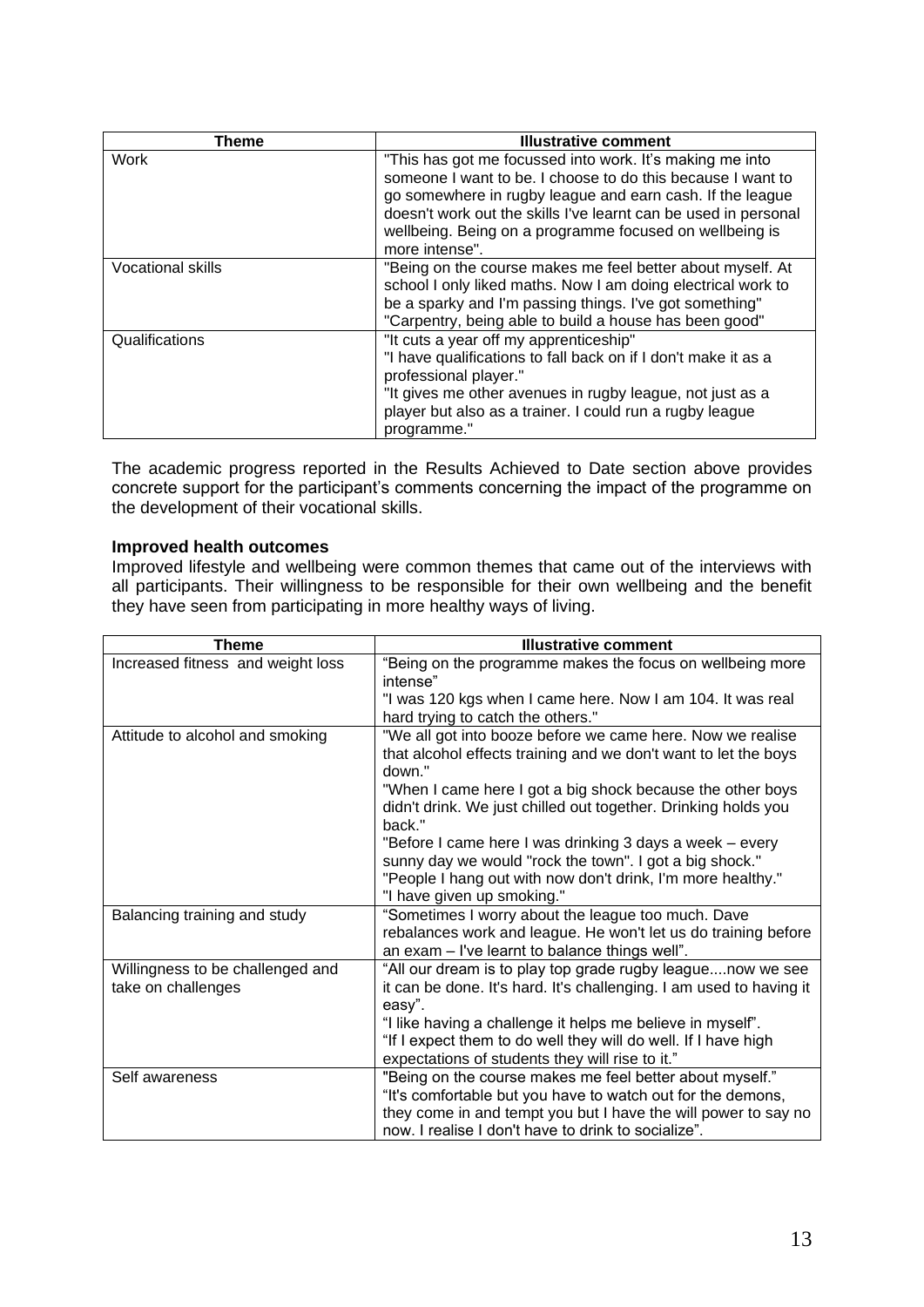| Theme | Illustrative comment |
| --- | --- |
| Work | "This has got me focussed into work. It's making me into someone I want to be. I choose to do this because I want to go somewhere in rugby league and earn cash. If the league doesn't work out the skills I've learnt can be used in personal wellbeing. Being on a programme focused on wellbeing is more intense". |
| Vocational skills | "Being on the course makes me feel better about myself. At school I only liked maths. Now I am doing electrical work to be a sparky and I'm passing things. I've got something" "Carpentry, being able to build a house has been good" |
| Qualifications | "It cuts a year off my apprenticeship" "I have qualifications to fall back on if I don't make it as a professional player." "It gives me other avenues in rugby league, not just as a player but also as a trainer. I could run a rugby league programme." |

The academic progress reported in the Results Achieved to Date section above provides concrete support for the participant's comments concerning the impact of the programme on the development of their vocational skills.

**Improved health outcomes**

Improved lifestyle and wellbeing were common themes that came out of the interviews with all participants. Their willingness to be responsible for their own wellbeing and the benefit they have seen from participating in more healthy ways of living.

| Theme | Illustrative comment |
| --- | --- |
| Increased fitness and weight loss | "Being on the programme makes the focus on wellbeing more intense" "I was 120 kgs when I came here. Now I am 104. It was real hard trying to catch the others." |
| Attitude to alcohol and smoking | "We all got into booze before we came here. Now we realise that alcohol effects training and we don't want to let the boys down." "When I came here I got a big shock because the other boys didn't drink. We just chilled out together. Drinking holds you back." "Before I came here I was drinking 3 days a week – every sunny day we would "rock the town". I got a big shock." "People I hang out with now don't drink, I'm more healthy." "I have given up smoking." |
| Balancing training and study | "Sometimes I worry about the league too much. Dave rebalances work and league. He won't let us do training before an exam – I've learnt to balance things well". |
| Willingness to be challenged and take on challenges | "All our dream is to play top grade rugby league....now we see it can be done. It's hard. It's challenging. I am used to having it easy". "I like having a challenge it helps me believe in myself". "If I expect them to do well they will do well. If I have high expectations of students they will rise to it." |
| Self awareness | "Being on the course makes me feel better about myself." "It's comfortable but you have to watch out for the demons, they come in and tempt you but I have the will power to say no now. I realise I don't have to drink to socialize". |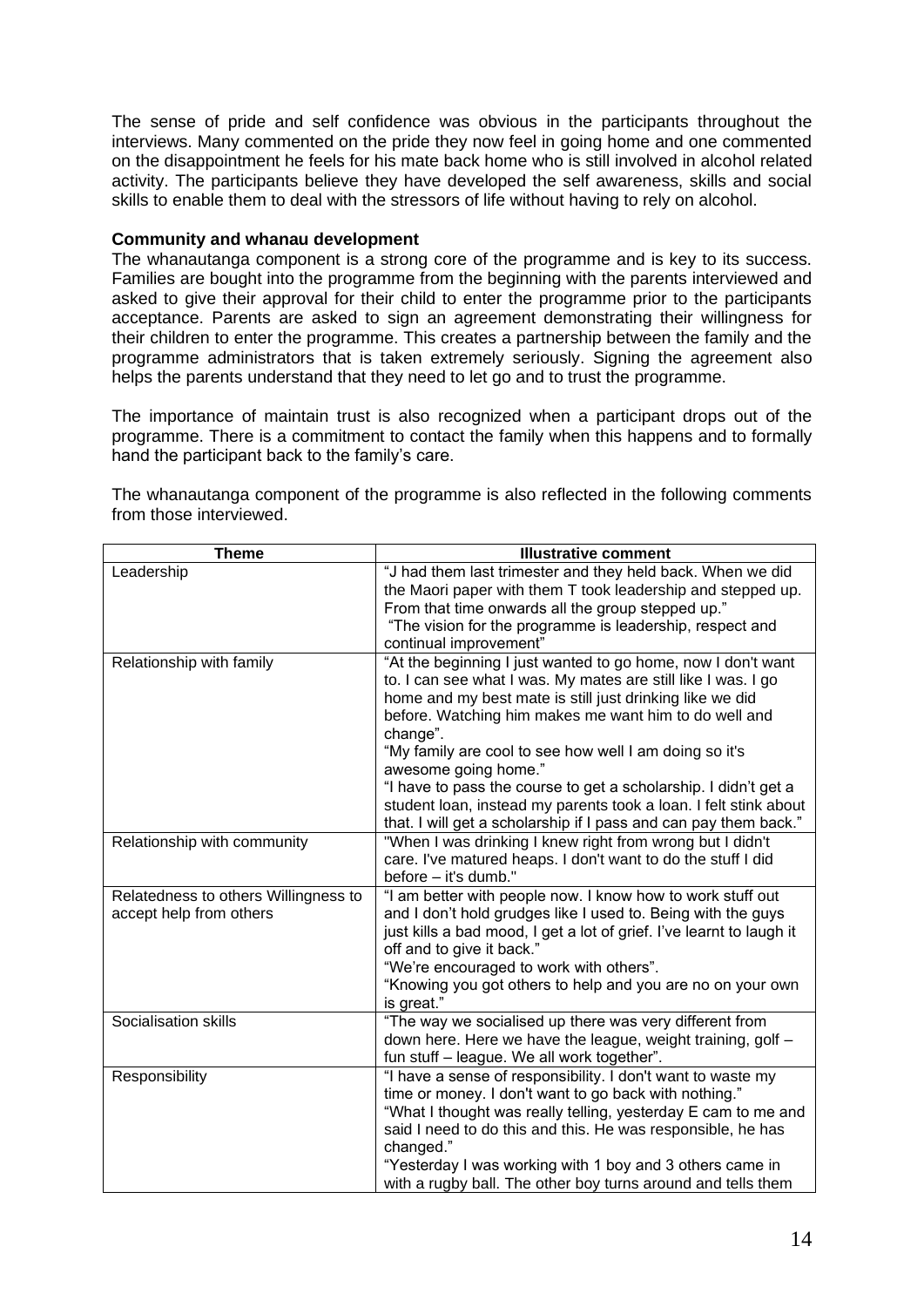The sense of pride and self confidence was obvious in the participants throughout the interviews. Many commented on the pride they now feel in going home and one commented on the disappointment he feels for his mate back home who is still involved in alcohol related activity. The participants believe they have developed the self awareness, skills and social skills to enable them to deal with the stressors of life without having to rely on alcohol.

**Community and whanau development**

The whanautanga component is a strong core of the programme and is key to its success. Families are bought into the programme from the beginning with the parents interviewed and asked to give their approval for their child to enter the programme prior to the participants acceptance. Parents are asked to sign an agreement demonstrating their willingness for their children to enter the programme. This creates a partnership between the family and the programme administrators that is taken extremely seriously. Signing the agreement also helps the parents understand that they need to let go and to trust the programme.

The importance of maintain trust is also recognized when a participant drops out of the programme. There is a commitment to contact the family when this happens and to formally hand the participant back to the family's care.

The whanautanga component of the programme is also reflected in the following comments from those interviewed.

| Theme | Illustrative comment |
|---|---|
| Leadership | "J had them last trimester and they held back. When we did the Maori paper with them T took leadership and stepped up. From that time onwards all the group stepped up." "The vision for the programme is leadership, respect and continual improvement" |
| Relationship with family | "At the beginning I just wanted to go home, now I don't want to. I can see what I was. My mates are still like I was. I go home and my best mate is still just drinking like we did before. Watching him makes me want him to do well and change". "My family are cool to see how well I am doing so it's awesome going home." "I have to pass the course to get a scholarship. I didn't get a student loan, instead my parents took a loan. I felt stink about that. I will get a scholarship if I pass and can pay them back." |
| Relationship with community | "When I was drinking I knew right from wrong but I didn't care. I've matured heaps. I don't want to do the stuff I did before – it's dumb." |
| Relatedness to others Willingness to accept help from others | "I am better with people now. I know how to work stuff out and I don't hold grudges like I used to. Being with the guys just kills a bad mood, I get a lot of grief. I've learnt to laugh it off and to give it back." "We're encouraged to work with others". "Knowing you got others to help and you are no on your own is great." |
| Socialisation skills | "The way we socialised up there was very different from down here. Here we have the league, weight training, golf – fun stuff – league. We all work together". |
| Responsibility | "I have a sense of responsibility. I don't want to waste my time or money. I don't want to go back with nothing." "What I thought was really telling, yesterday E cam to me and said I need to do this and this. He was responsible, he has changed." "Yesterday I was working with 1 boy and 3 others came in with a rugby ball. The other boy turns around and tells them |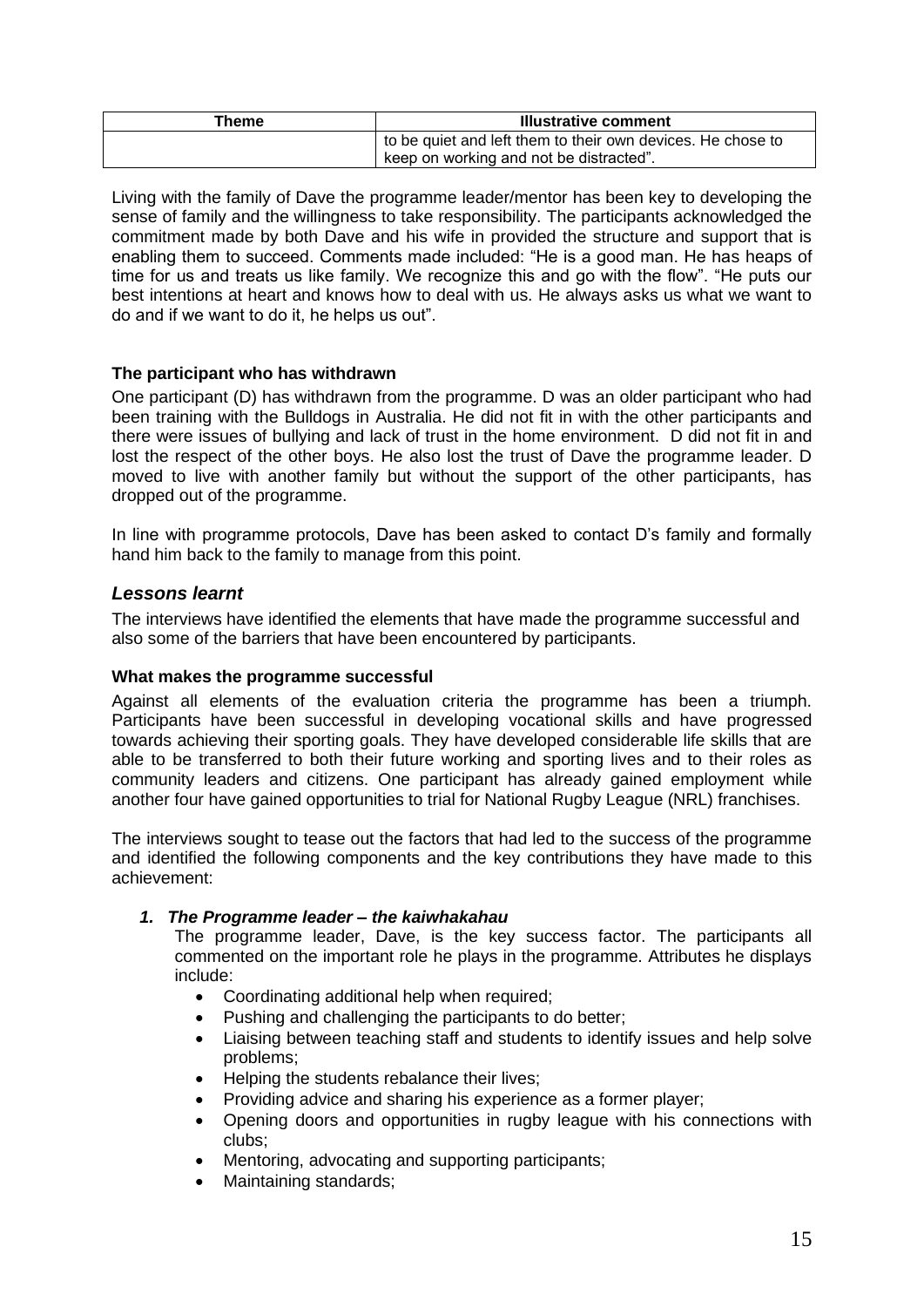| Theme | Illustrative comment |
|---|---|
| | to be quiet and left them to their own devices. He chose to keep on working and not be distracted". |

Living with the family of Dave the programme leader/mentor has been key to developing the sense of family and the willingness to take responsibility. The participants acknowledged the commitment made by both Dave and his wife in provided the structure and support that is enabling them to succeed. Comments made included: "He is a good man. He has heaps of time for us and treats us like family. We recognize this and go with the flow". "He puts our best intentions at heart and knows how to deal with us. He always asks us what we want to do and if we want to do it, he helps us out".

**The participant who has withdrawn**

One participant (D) has withdrawn from the programme. D was an older participant who had been training with the Bulldogs in Australia. He did not fit in with the other participants and there were issues of bullying and lack of trust in the home environment. D did not fit in and lost the respect of the other boys. He also lost the trust of Dave the programme leader. D moved to live with another family but without the support of the other participants, has dropped out of the programme.

In line with programme protocols, Dave has been asked to contact D's family and formally hand him back to the family to manage from this point.

## *Lessons learnt*

The interviews have identified the elements that have made the programme successful and also some of the barriers that have been encountered by participants.

**What makes the programme successful**

Against all elements of the evaluation criteria the programme has been a triumph. Participants have been successful in developing vocational skills and have progressed towards achieving their sporting goals. They have developed considerable life skills that are able to be transferred to both their future working and sporting lives and to their roles as community leaders and citizens. One participant has already gained employment while another four have gained opportunities to trial for National Rugby League (NRL) franchises.

The interviews sought to tease out the factors that had led to the success of the programme and identified the following components and the key contributions they have made to this achievement:

1. ***The Programme leader – the kaiwhakahau***

   The programme leader, Dave, is the key success factor. The participants all commented on the important role he plays in the programme. Attributes he displays include:

   - Coordinating additional help when required;
   - Pushing and challenging the participants to do better;
   - Liaising between teaching staff and students to identify issues and help solve problems;
   - Helping the students rebalance their lives;
   - Providing advice and sharing his experience as a former player;
   - Opening doors and opportunities in rugby league with his connections with clubs;
   - Mentoring, advocating and supporting participants;
   - Maintaining standards;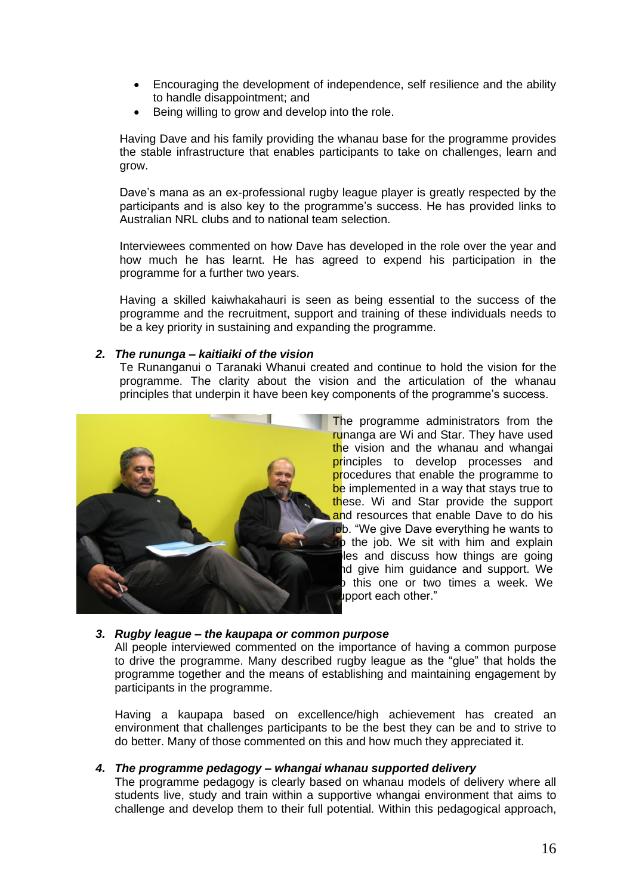- Encouraging the development of independence, self resilience and the ability to handle disappointment; and
- Being willing to grow and develop into the role.

Having Dave and his family providing the whanau base for the programme provides the stable infrastructure that enables participants to take on challenges, learn and grow.

Dave's mana as an ex-professional rugby league player is greatly respected by the participants and is also key to the programme's success. He has provided links to Australian NRL clubs and to national team selection.

Interviewees commented on how Dave has developed in the role over the year and how much he has learnt. He has agreed to expend his participation in the programme for a further two years.

Having a skilled kaiwhakahauri is seen as being essential to the success of the programme and the recruitment, support and training of these individuals needs to be a key priority in sustaining and expanding the programme.

**2. *The rununga – kaitiaiki of the vision***

Te Runanganui o Taranaki Whanui created and continue to hold the vision for the programme. The clarity about the vision and the articulation of the whanau principles that underpin it have been key components of the programme's success.

The programme administrators from the runanga are Wi and Star. They have used the vision and the whanau and whangai principles to develop processes and procedures that enable the programme to be implemented in a way that stays true to these. Wi and Star provide the support and resources that enable Dave to do his job. "We give Dave everything he wants to do the job. We sit with him and explain rules and discuss how things are going and give him guidance and support. We do this one or two times a week. We support each other."

**3. *Rugby league – the kaupapa or common purpose***

All people interviewed commented on the importance of having a common purpose to drive the programme. Many described rugby league as the "glue" that holds the programme together and the means of establishing and maintaining engagement by participants in the programme.

Having a kaupapa based on excellence/high achievement has created an environment that challenges participants to be the best they can be and to strive to do better. Many of those commented on this and how much they appreciated it.

**4. *The programme pedagogy – whangai whanau supported delivery***

The programme pedagogy is clearly based on whanau models of delivery where all students live, study and train within a supportive whangai environment that aims to challenge and develop them to their full potential. Within this pedagogical approach,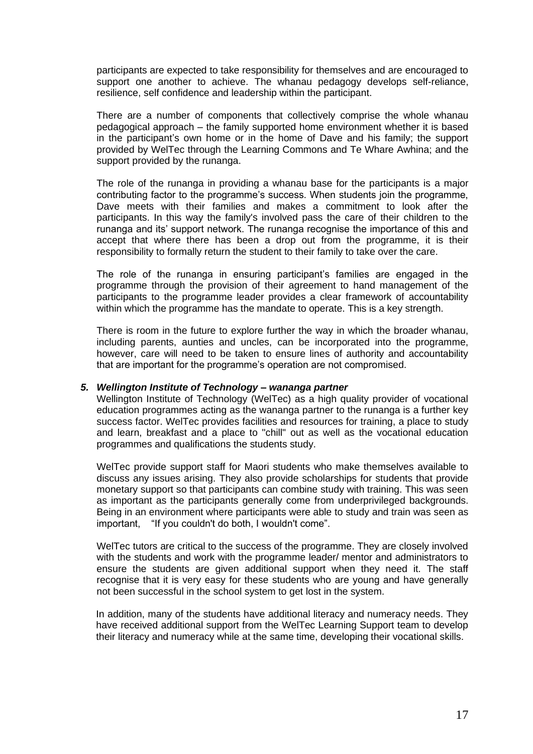participants are expected to take responsibility for themselves and are encouraged to support one another to achieve. The whanau pedagogy develops self-reliance, resilience, self confidence and leadership within the participant.

There are a number of components that collectively comprise the whole whanau pedagogical approach – the family supported home environment whether it is based in the participant's own home or in the home of Dave and his family; the support provided by WelTec through the Learning Commons and Te Whare Awhina; and the support provided by the runanga.

The role of the runanga in providing a whanau base for the participants is a major contributing factor to the programme's success. When students join the programme, Dave meets with their families and makes a commitment to look after the participants. In this way the family's involved pass the care of their children to the runanga and its' support network. The runanga recognise the importance of this and accept that where there has been a drop out from the programme, it is their responsibility to formally return the student to their family to take over the care.

The role of the runanga in ensuring participant's families are engaged in the programme through the provision of their agreement to hand management of the participants to the programme leader provides a clear framework of accountability within which the programme has the mandate to operate. This is a key strength.

There is room in the future to explore further the way in which the broader whanau, including parents, aunties and uncles, can be incorporated into the programme, however, care will need to be taken to ensure lines of authority and accountability that are important for the programme's operation are not compromised.

### *5. Wellington Institute of Technology – wananga partner*

Wellington Institute of Technology (WelTec) as a high quality provider of vocational education programmes acting as the wananga partner to the runanga is a further key success factor. WelTec provides facilities and resources for training, a place to study and learn, breakfast and a place to "chill" out as well as the vocational education programmes and qualifications the students study.

WelTec provide support staff for Maori students who make themselves available to discuss any issues arising. They also provide scholarships for students that provide monetary support so that participants can combine study with training. This was seen as important as the participants generally come from underprivileged backgrounds. Being in an environment where participants were able to study and train was seen as important, "If you couldn't do both, I wouldn't come".

WelTec tutors are critical to the success of the programme. They are closely involved with the students and work with the programme leader/ mentor and administrators to ensure the students are given additional support when they need it. The staff recognise that it is very easy for these students who are young and have generally not been successful in the school system to get lost in the system.

In addition, many of the students have additional literacy and numeracy needs. They have received additional support from the WelTec Learning Support team to develop their literacy and numeracy while at the same time, developing their vocational skills.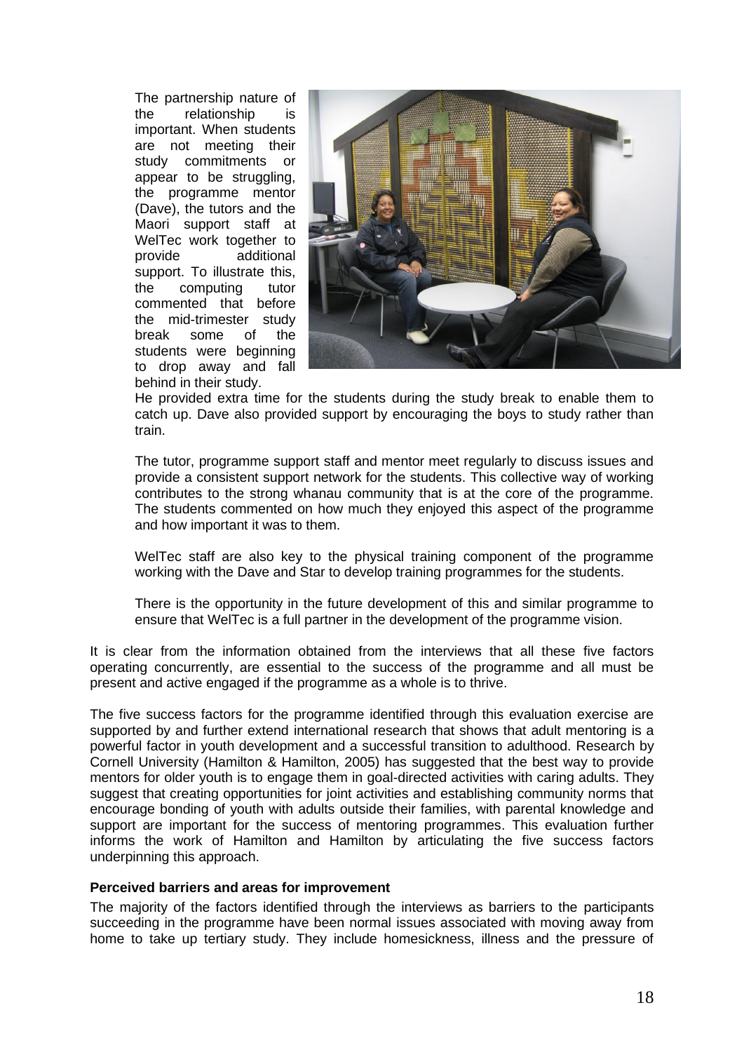The partnership nature of the relationship is important. When students are not meeting their study commitments or appear to be struggling, the programme mentor (Dave), the tutors and the Maori support staff at WelTec work together to provide additional support. To illustrate this, the computing tutor commented that before the mid-trimester study break some of the students were beginning to drop away and fall behind in their study. He provided extra time for the students during the study break to enable them to catch up. Dave also provided support by encouraging the boys to study rather than train.

The tutor, programme support staff and mentor meet regularly to discuss issues and provide a consistent support network for the students. This collective way of working contributes to the strong whanau community that is at the core of the programme. The students commented on how much they enjoyed this aspect of the programme and how important it was to them.

WelTec staff are also key to the physical training component of the programme working with the Dave and Star to develop training programmes for the students.

There is the opportunity in the future development of this and similar programme to ensure that WelTec is a full partner in the development of the programme vision.

It is clear from the information obtained from the interviews that all these five factors operating concurrently, are essential to the success of the programme and all must be present and active engaged if the programme as a whole is to thrive.

The five success factors for the programme identified through this evaluation exercise are supported by and further extend international research that shows that adult mentoring is a powerful factor in youth development and a successful transition to adulthood. Research by Cornell University (Hamilton & Hamilton, 2005) has suggested that the best way to provide mentors for older youth is to engage them in goal-directed activities with caring adults. They suggest that creating opportunities for joint activities and establishing community norms that encourage bonding of youth with adults outside their families, with parental knowledge and support are important for the success of mentoring programmes. This evaluation further informs the work of Hamilton and Hamilton by articulating the five success factors underpinning this approach.

**Perceived barriers and areas for improvement**

The majority of the factors identified through the interviews as barriers to the participants succeeding in the programme have been normal issues associated with moving away from home to take up tertiary study. They include homesickness, illness and the pressure of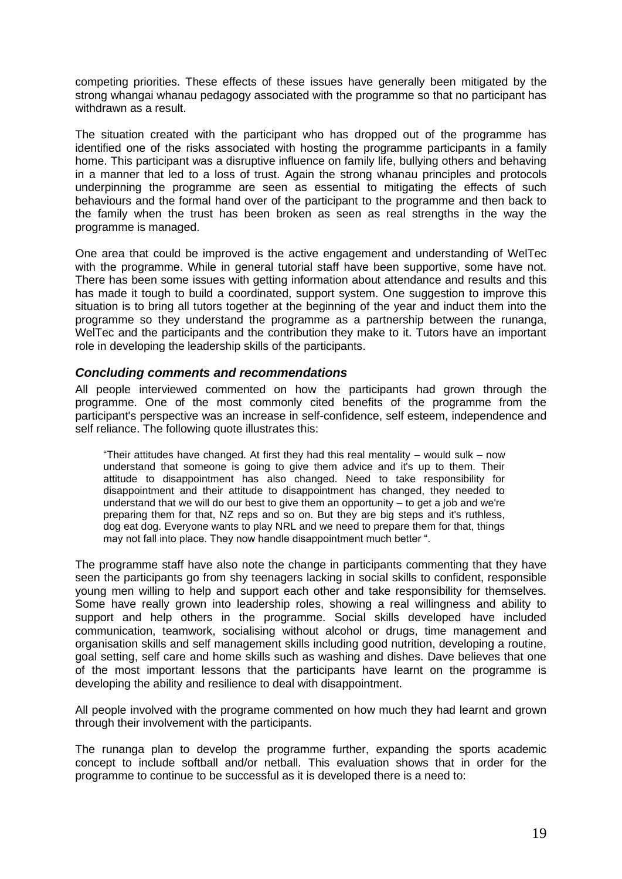competing priorities. These effects of these issues have generally been mitigated by the strong whangai whanau pedagogy associated with the programme so that no participant has withdrawn as a result.

The situation created with the participant who has dropped out of the programme has identified one of the risks associated with hosting the programme participants in a family home. This participant was a disruptive influence on family life, bullying others and behaving in a manner that led to a loss of trust. Again the strong whanau principles and protocols underpinning the programme are seen as essential to mitigating the effects of such behaviours and the formal hand over of the participant to the programme and then back to the family when the trust has been broken as seen as real strengths in the way the programme is managed.

One area that could be improved is the active engagement and understanding of WelTec with the programme. While in general tutorial staff have been supportive, some have not. There has been some issues with getting information about attendance and results and this has made it tough to build a coordinated, support system. One suggestion to improve this situation is to bring all tutors together at the beginning of the year and induct them into the programme so they understand the programme as a partnership between the runanga, WelTec and the participants and the contribution they make to it. Tutors have an important role in developing the leadership skills of the participants.

### *Concluding comments and recommendations*

All people interviewed commented on how the participants had grown through the programme. One of the most commonly cited benefits of the programme from the participant's perspective was an increase in self-confidence, self esteem, independence and self reliance. The following quote illustrates this:

> "Their attitudes have changed. At first they had this real mentality – would sulk – now understand that someone is going to give them advice and it's up to them. Their attitude to disappointment has also changed. Need to take responsibility for disappointment and their attitude to disappointment has changed, they needed to understand that we will do our best to give them an opportunity – to get a job and we're preparing them for that, NZ reps and so on. But they are big steps and it's ruthless, dog eat dog. Everyone wants to play NRL and we need to prepare them for that, things may not fall into place. They now handle disappointment much better ".

The programme staff have also note the change in participants commenting that they have seen the participants go from shy teenagers lacking in social skills to confident, responsible young men willing to help and support each other and take responsibility for themselves. Some have really grown into leadership roles, showing a real willingness and ability to support and help others in the programme. Social skills developed have included communication, teamwork, socialising without alcohol or drugs, time management and organisation skills and self management skills including good nutrition, developing a routine, goal setting, self care and home skills such as washing and dishes. Dave believes that one of the most important lessons that the participants have learnt on the programme is developing the ability and resilience to deal with disappointment.

All people involved with the programe commented on how much they had learnt and grown through their involvement with the participants.

The runanga plan to develop the programme further, expanding the sports academic concept to include softball and/or netball. This evaluation shows that in order for the programme to continue to be successful as it is developed there is a need to: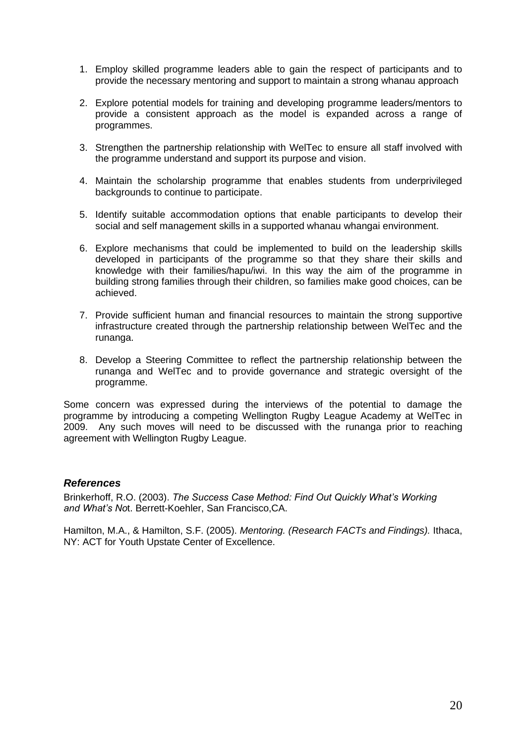1. Employ skilled programme leaders able to gain the respect of participants and to provide the necessary mentoring and support to maintain a strong whanau approach

2. Explore potential models for training and developing programme leaders/mentors to provide a consistent approach as the model is expanded across a range of programmes.

3. Strengthen the partnership relationship with WelTec to ensure all staff involved with the programme understand and support its purpose and vision.

4. Maintain the scholarship programme that enables students from underprivileged backgrounds to continue to participate.

5. Identify suitable accommodation options that enable participants to develop their social and self management skills in a supported whanau whangai environment.

6. Explore mechanisms that could be implemented to build on the leadership skills developed in participants of the programme so that they share their skills and knowledge with their families/hapu/iwi. In this way the aim of the programme in building strong families through their children, so families make good choices, can be achieved.

7. Provide sufficient human and financial resources to maintain the strong supportive infrastructure created through the partnership relationship between WelTec and the runanga.

8. Develop a Steering Committee to reflect the partnership relationship between the runanga and WelTec and to provide governance and strategic oversight of the programme.

Some concern was expressed during the interviews of the potential to damage the programme by introducing a competing Wellington Rugby League Academy at WelTec in 2009. Any such moves will need to be discussed with the runanga prior to reaching agreement with Wellington Rugby League.

### *References*

Brinkerhoff, R.O. (2003). *The Success Case Method: Find Out Quickly What's Working and What's No*t. Berrett-Koehler, San Francisco,CA.

Hamilton, M.A., & Hamilton, S.F. (2005). *Mentoring. (Research FACTs and Findings).* Ithaca, NY: ACT for Youth Upstate Center of Excellence.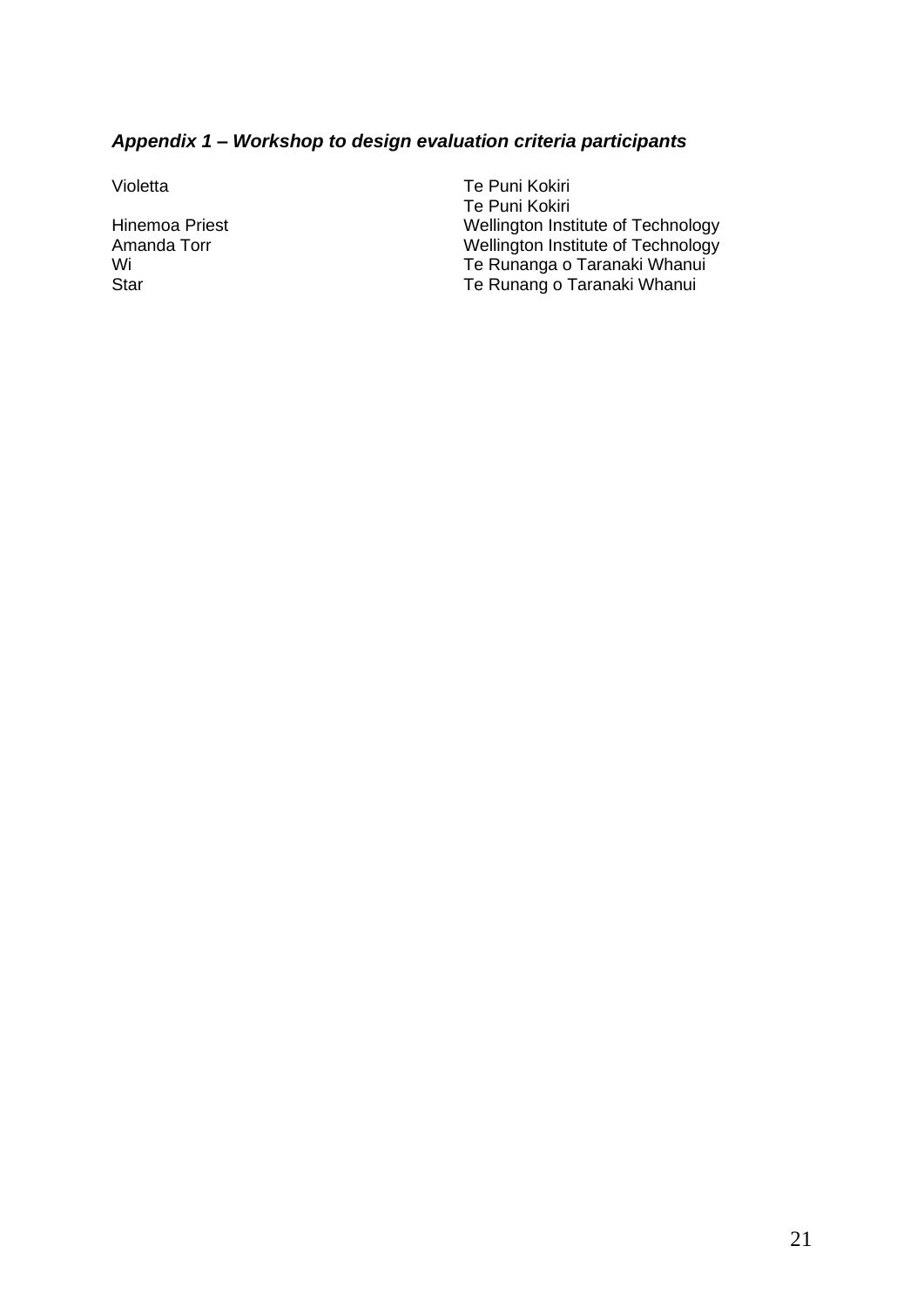### *Appendix 1 – Workshop to design evaluation criteria participants*

| | |
|---|---|
| Violetta | Te Puni Kokiri |
| | Te Puni Kokiri |
| Hinemoa Priest | Wellington Institute of Technology |
| Amanda Torr | Wellington Institute of Technology |
| Wi | Te Runanga o Taranaki Whanui |
| Star | Te Runang o Taranaki Whanui |